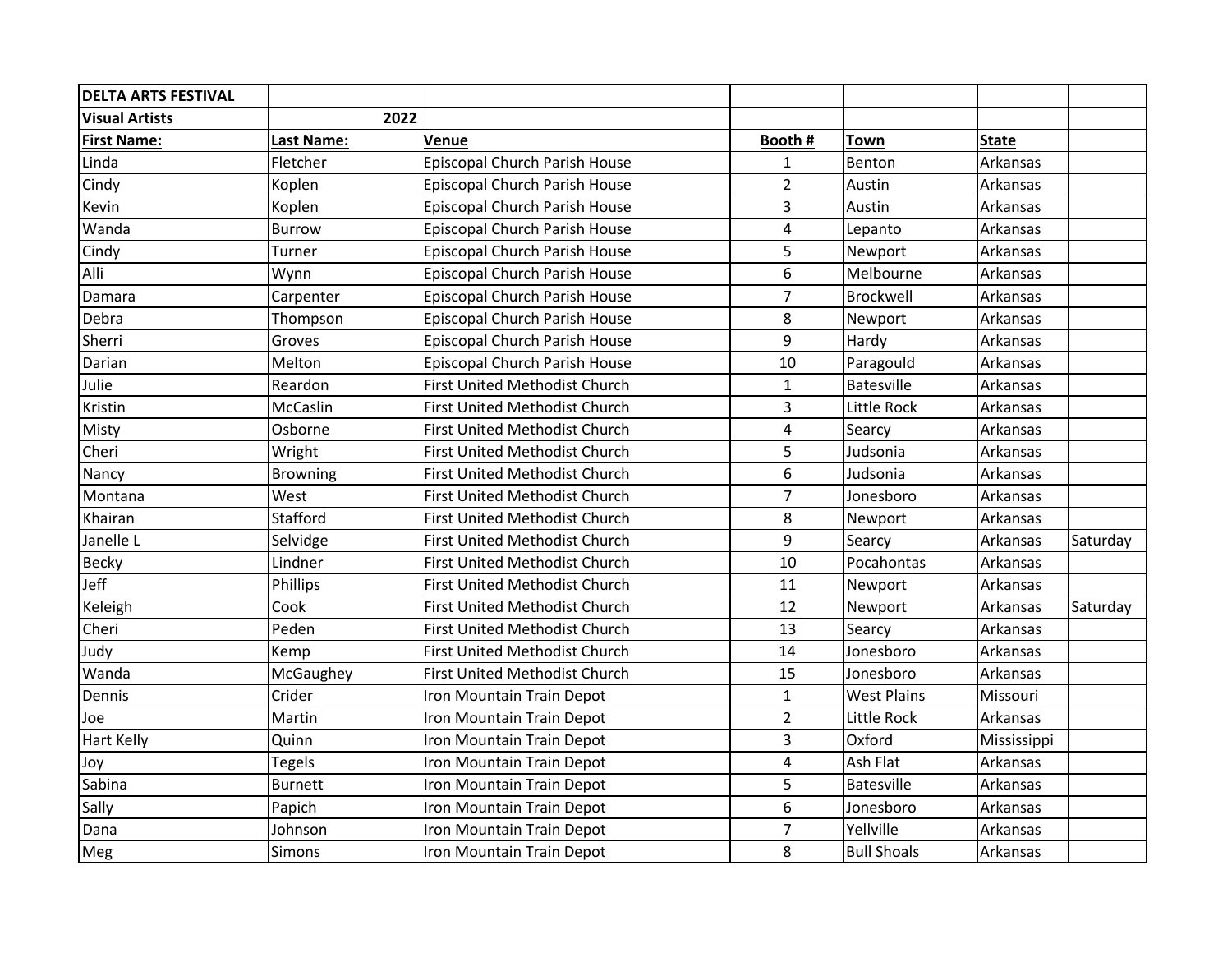| DELTA ARTS FESTIVAL | | | | | | |
|---|---|---|---|---|---|---|
| Visual Artists | 2022 | | | | | |
| **First Name:** | **Last Name:** | **Venue** | **Booth #** | **Town** | **State** | |
| Linda | Fletcher | Episcopal Church Parish House | 1 | Benton | Arkansas | |
| Cindy | Koplen | Episcopal Church Parish House | 2 | Austin | Arkansas | |
| Kevin | Koplen | Episcopal Church Parish House | 3 | Austin | Arkansas | |
| Wanda | Burrow | Episcopal Church Parish House | 4 | Lepanto | Arkansas | |
| Cindy | Turner | Episcopal Church Parish House | 5 | Newport | Arkansas | |
| Alli | Wynn | Episcopal Church Parish House | 6 | Melbourne | Arkansas | |
| Damara | Carpenter | Episcopal Church Parish House | 7 | Brockwell | Arkansas | |
| Debra | Thompson | Episcopal Church Parish House | 8 | Newport | Arkansas | |
| Sherri | Groves | Episcopal Church Parish House | 9 | Hardy | Arkansas | |
| Darian | Melton | Episcopal Church Parish House | 10 | Paragould | Arkansas | |
| Julie | Reardon | First United Methodist Church | 1 | Batesville | Arkansas | |
| Kristin | McCaslin | First United Methodist Church | 3 | Little Rock | Arkansas | |
| Misty | Osborne | First United Methodist Church | 4 | Searcy | Arkansas | |
| Cheri | Wright | First United Methodist Church | 5 | Judsonia | Arkansas | |
| Nancy | Browning | First United Methodist Church | 6 | Judsonia | Arkansas | |
| Montana | West | First United Methodist Church | 7 | Jonesboro | Arkansas | |
| Khairan | Stafford | First United Methodist Church | 8 | Newport | Arkansas | |
| Janelle L | Selvidge | First United Methodist Church | 9 | Searcy | Arkansas | Saturday |
| Becky | Lindner | First United Methodist Church | 10 | Pocahontas | Arkansas | |
| Jeff | Phillips | First United Methodist Church | 11 | Newport | Arkansas | |
| Keleigh | Cook | First United Methodist Church | 12 | Newport | Arkansas | Saturday |
| Cheri | Peden | First United Methodist Church | 13 | Searcy | Arkansas | |
| Judy | Kemp | First United Methodist Church | 14 | Jonesboro | Arkansas | |
| Wanda | McGaughey | First United Methodist Church | 15 | Jonesboro | Arkansas | |
| Dennis | Crider | Iron Mountain Train Depot | 1 | West Plains | Missouri | |
| Joe | Martin | Iron Mountain Train Depot | 2 | Little Rock | Arkansas | |
| Hart Kelly | Quinn | Iron Mountain Train Depot | 3 | Oxford | Mississippi | |
| Joy | Tegels | Iron Mountain Train Depot | 4 | Ash Flat | Arkansas | |
| Sabina | Burnett | Iron Mountain Train Depot | 5 | Batesville | Arkansas | |
| Sally | Papich | Iron Mountain Train Depot | 6 | Jonesboro | Arkansas | |
| Dana | Johnson | Iron Mountain Train Depot | 7 | Yellville | Arkansas | |
| Meg | Simons | Iron Mountain Train Depot | 8 | Bull Shoals | Arkansas | |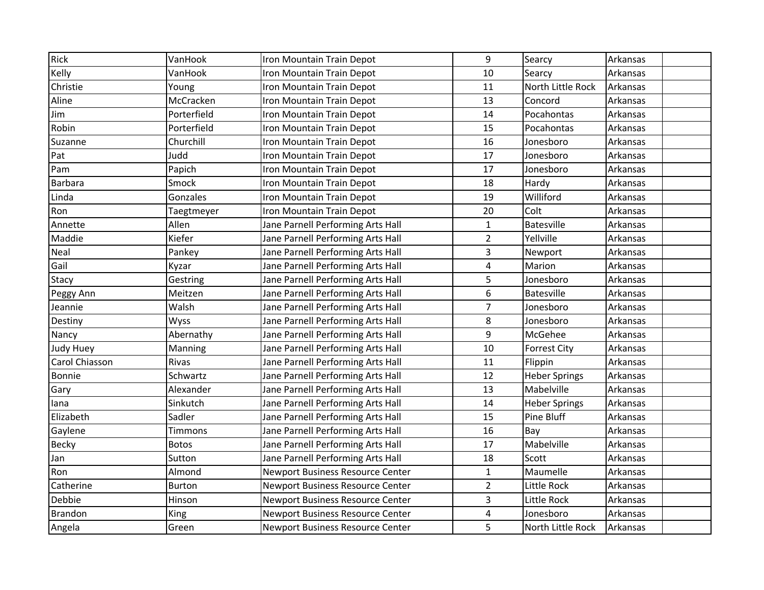| | | | | | | |
|---|---|---|---|---|---|---|
| Rick | VanHook | Iron Mountain Train Depot | 9 | Searcy | Arkansas | |
| Kelly | VanHook | Iron Mountain Train Depot | 10 | Searcy | Arkansas | |
| Christie | Young | Iron Mountain Train Depot | 11 | North Little Rock | Arkansas | |
| Aline | McCracken | Iron Mountain Train Depot | 13 | Concord | Arkansas | |
| Jim | Porterfield | Iron Mountain Train Depot | 14 | Pocahontas | Arkansas | |
| Robin | Porterfield | Iron Mountain Train Depot | 15 | Pocahontas | Arkansas | |
| Suzanne | Churchill | Iron Mountain Train Depot | 16 | Jonesboro | Arkansas | |
| Pat | Judd | Iron Mountain Train Depot | 17 | Jonesboro | Arkansas | |
| Pam | Papich | Iron Mountain Train Depot | 17 | Jonesboro | Arkansas | |
| Barbara | Smock | Iron Mountain Train Depot | 18 | Hardy | Arkansas | |
| Linda | Gonzales | Iron Mountain Train Depot | 19 | Williford | Arkansas | |
| Ron | Taegtmeyer | Iron Mountain Train Depot | 20 | Colt | Arkansas | |
| Annette | Allen | Jane Parnell Performing Arts Hall | 1 | Batesville | Arkansas | |
| Maddie | Kiefer | Jane Parnell Performing Arts Hall | 2 | Yellville | Arkansas | |
| Neal | Pankey | Jane Parnell Performing Arts Hall | 3 | Newport | Arkansas | |
| Gail | Kyzar | Jane Parnell Performing Arts Hall | 4 | Marion | Arkansas | |
| Stacy | Gestring | Jane Parnell Performing Arts Hall | 5 | Jonesboro | Arkansas | |
| Peggy Ann | Meitzen | Jane Parnell Performing Arts Hall | 6 | Batesville | Arkansas | |
| Jeannie | Walsh | Jane Parnell Performing Arts Hall | 7 | Jonesboro | Arkansas | |
| Destiny | Wyss | Jane Parnell Performing Arts Hall | 8 | Jonesboro | Arkansas | |
| Nancy | Abernathy | Jane Parnell Performing Arts Hall | 9 | McGehee | Arkansas | |
| Judy Huey | Manning | Jane Parnell Performing Arts Hall | 10 | Forrest City | Arkansas | |
| Carol Chiasson | Rivas | Jane Parnell Performing Arts Hall | 11 | Flippin | Arkansas | |
| Bonnie | Schwartz | Jane Parnell Performing Arts Hall | 12 | Heber Springs | Arkansas | |
| Gary | Alexander | Jane Parnell Performing Arts Hall | 13 | Mabelville | Arkansas | |
| Iana | Sinkutch | Jane Parnell Performing Arts Hall | 14 | Heber Springs | Arkansas | |
| Elizabeth | Sadler | Jane Parnell Performing Arts Hall | 15 | Pine Bluff | Arkansas | |
| Gaylene | Timmons | Jane Parnell Performing Arts Hall | 16 | Bay | Arkansas | |
| Becky | Botos | Jane Parnell Performing Arts Hall | 17 | Mabelville | Arkansas | |
| Jan | Sutton | Jane Parnell Performing Arts Hall | 18 | Scott | Arkansas | |
| Ron | Almond | Newport Business Resource Center | 1 | Maumelle | Arkansas | |
| Catherine | Burton | Newport Business Resource Center | 2 | Little Rock | Arkansas | |
| Debbie | Hinson | Newport Business Resource Center | 3 | Little Rock | Arkansas | |
| Brandon | King | Newport Business Resource Center | 4 | Jonesboro | Arkansas | |
| Angela | Green | Newport Business Resource Center | 5 | North Little Rock | Arkansas | |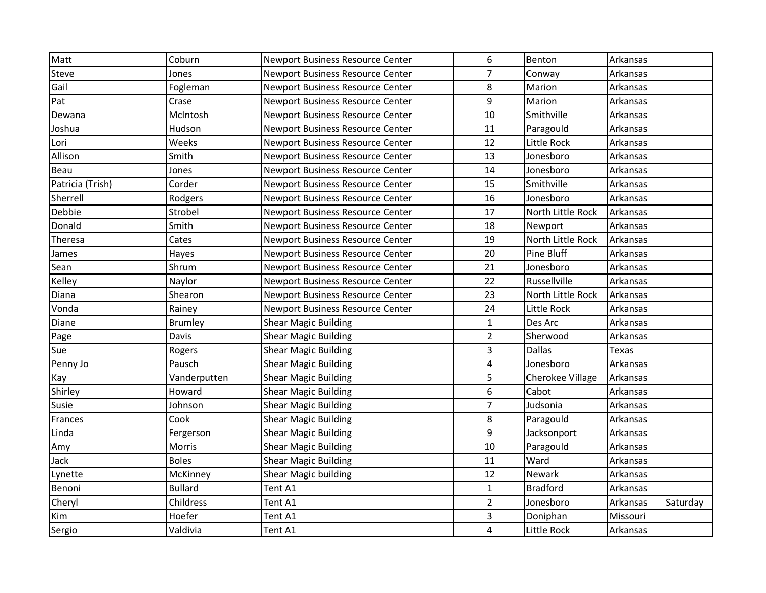| | | | | | | |
|---|---|---|---|---|---|---|
| Matt | Coburn | Newport Business Resource Center | 6 | Benton | Arkansas | |
| Steve | Jones | Newport Business Resource Center | 7 | Conway | Arkansas | |
| Gail | Fogleman | Newport Business Resource Center | 8 | Marion | Arkansas | |
| Pat | Crase | Newport Business Resource Center | 9 | Marion | Arkansas | |
| Dewana | McIntosh | Newport Business Resource Center | 10 | Smithville | Arkansas | |
| Joshua | Hudson | Newport Business Resource Center | 11 | Paragould | Arkansas | |
| Lori | Weeks | Newport Business Resource Center | 12 | Little Rock | Arkansas | |
| Allison | Smith | Newport Business Resource Center | 13 | Jonesboro | Arkansas | |
| Beau | Jones | Newport Business Resource Center | 14 | Jonesboro | Arkansas | |
| Patricia (Trish) | Corder | Newport Business Resource Center | 15 | Smithville | Arkansas | |
| Sherrell | Rodgers | Newport Business Resource Center | 16 | Jonesboro | Arkansas | |
| Debbie | Strobel | Newport Business Resource Center | 17 | North Little Rock | Arkansas | |
| Donald | Smith | Newport Business Resource Center | 18 | Newport | Arkansas | |
| Theresa | Cates | Newport Business Resource Center | 19 | North Little Rock | Arkansas | |
| James | Hayes | Newport Business Resource Center | 20 | Pine Bluff | Arkansas | |
| Sean | Shrum | Newport Business Resource Center | 21 | Jonesboro | Arkansas | |
| Kelley | Naylor | Newport Business Resource Center | 22 | Russellville | Arkansas | |
| Diana | Shearon | Newport Business Resource Center | 23 | North Little Rock | Arkansas | |
| Vonda | Rainey | Newport Business Resource Center | 24 | Little Rock | Arkansas | |
| Diane | Brumley | Shear Magic Building | 1 | Des Arc | Arkansas | |
| Page | Davis | Shear Magic Building | 2 | Sherwood | Arkansas | |
| Sue | Rogers | Shear Magic Building | 3 | Dallas | Texas | |
| Penny Jo | Pausch | Shear Magic Building | 4 | Jonesboro | Arkansas | |
| Kay | Vanderputten | Shear Magic Building | 5 | Cherokee Village | Arkansas | |
| Shirley | Howard | Shear Magic Building | 6 | Cabot | Arkansas | |
| Susie | Johnson | Shear Magic Building | 7 | Judsonia | Arkansas | |
| Frances | Cook | Shear Magic Building | 8 | Paragould | Arkansas | |
| Linda | Fergerson | Shear Magic Building | 9 | Jacksonport | Arkansas | |
| Amy | Morris | Shear Magic Building | 10 | Paragould | Arkansas | |
| Jack | Boles | Shear Magic Building | 11 | Ward | Arkansas | |
| Lynette | McKinney | Shear Magic building | 12 | Newark | Arkansas | |
| Benoni | Bullard | Tent A1 | 1 | Bradford | Arkansas | |
| Cheryl | Childress | Tent A1 | 2 | Jonesboro | Arkansas | Saturday |
| Kim | Hoefer | Tent A1 | 3 | Doniphan | Missouri | |
| Sergio | Valdivia | Tent A1 | 4 | Little Rock | Arkansas | |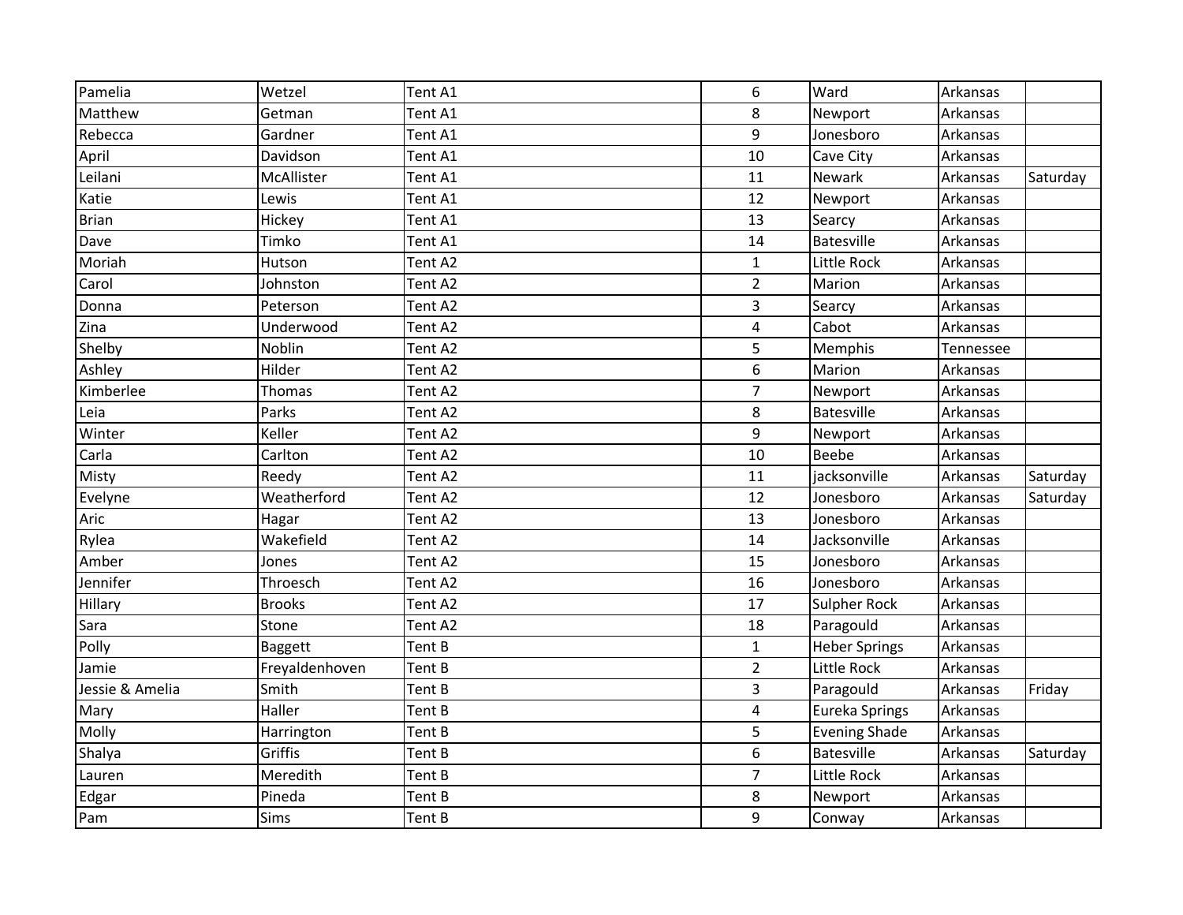| | | | | | | |
|---|---|---|---|---|---|---|
| Pamelia | Wetzel | Tent A1 | 6 | Ward | Arkansas | |
| Matthew | Getman | Tent A1 | 8 | Newport | Arkansas | |
| Rebecca | Gardner | Tent A1 | 9 | Jonesboro | Arkansas | |
| April | Davidson | Tent A1 | 10 | Cave City | Arkansas | |
| Leilani | McAllister | Tent A1 | 11 | Newark | Arkansas | Saturday |
| Katie | Lewis | Tent A1 | 12 | Newport | Arkansas | |
| Brian | Hickey | Tent A1 | 13 | Searcy | Arkansas | |
| Dave | Timko | Tent A1 | 14 | Batesville | Arkansas | |
| Moriah | Hutson | Tent A2 | 1 | Little Rock | Arkansas | |
| Carol | Johnston | Tent A2 | 2 | Marion | Arkansas | |
| Donna | Peterson | Tent A2 | 3 | Searcy | Arkansas | |
| Zina | Underwood | Tent A2 | 4 | Cabot | Arkansas | |
| Shelby | Noblin | Tent A2 | 5 | Memphis | Tennessee | |
| Ashley | Hilder | Tent A2 | 6 | Marion | Arkansas | |
| Kimberlee | Thomas | Tent A2 | 7 | Newport | Arkansas | |
| Leia | Parks | Tent A2 | 8 | Batesville | Arkansas | |
| Winter | Keller | Tent A2 | 9 | Newport | Arkansas | |
| Carla | Carlton | Tent A2 | 10 | Beebe | Arkansas | |
| Misty | Reedy | Tent A2 | 11 | jacksonville | Arkansas | Saturday |
| Evelyne | Weatherford | Tent A2 | 12 | Jonesboro | Arkansas | Saturday |
| Aric | Hagar | Tent A2 | 13 | Jonesboro | Arkansas | |
| Rylea | Wakefield | Tent A2 | 14 | Jacksonville | Arkansas | |
| Amber | Jones | Tent A2 | 15 | Jonesboro | Arkansas | |
| Jennifer | Throesch | Tent A2 | 16 | Jonesboro | Arkansas | |
| Hillary | Brooks | Tent A2 | 17 | Sulpher Rock | Arkansas | |
| Sara | Stone | Tent A2 | 18 | Paragould | Arkansas | |
| Polly | Baggett | Tent B | 1 | Heber Springs | Arkansas | |
| Jamie | Freyaldenhoven | Tent B | 2 | Little Rock | Arkansas | |
| Jessie & Amelia | Smith | Tent B | 3 | Paragould | Arkansas | Friday |
| Mary | Haller | Tent B | 4 | Eureka Springs | Arkansas | |
| Molly | Harrington | Tent B | 5 | Evening Shade | Arkansas | |
| Shalya | Griffis | Tent B | 6 | Batesville | Arkansas | Saturday |
| Lauren | Meredith | Tent B | 7 | Little Rock | Arkansas | |
| Edgar | Pineda | Tent B | 8 | Newport | Arkansas | |
| Pam | Sims | Tent B | 9 | Conway | Arkansas | |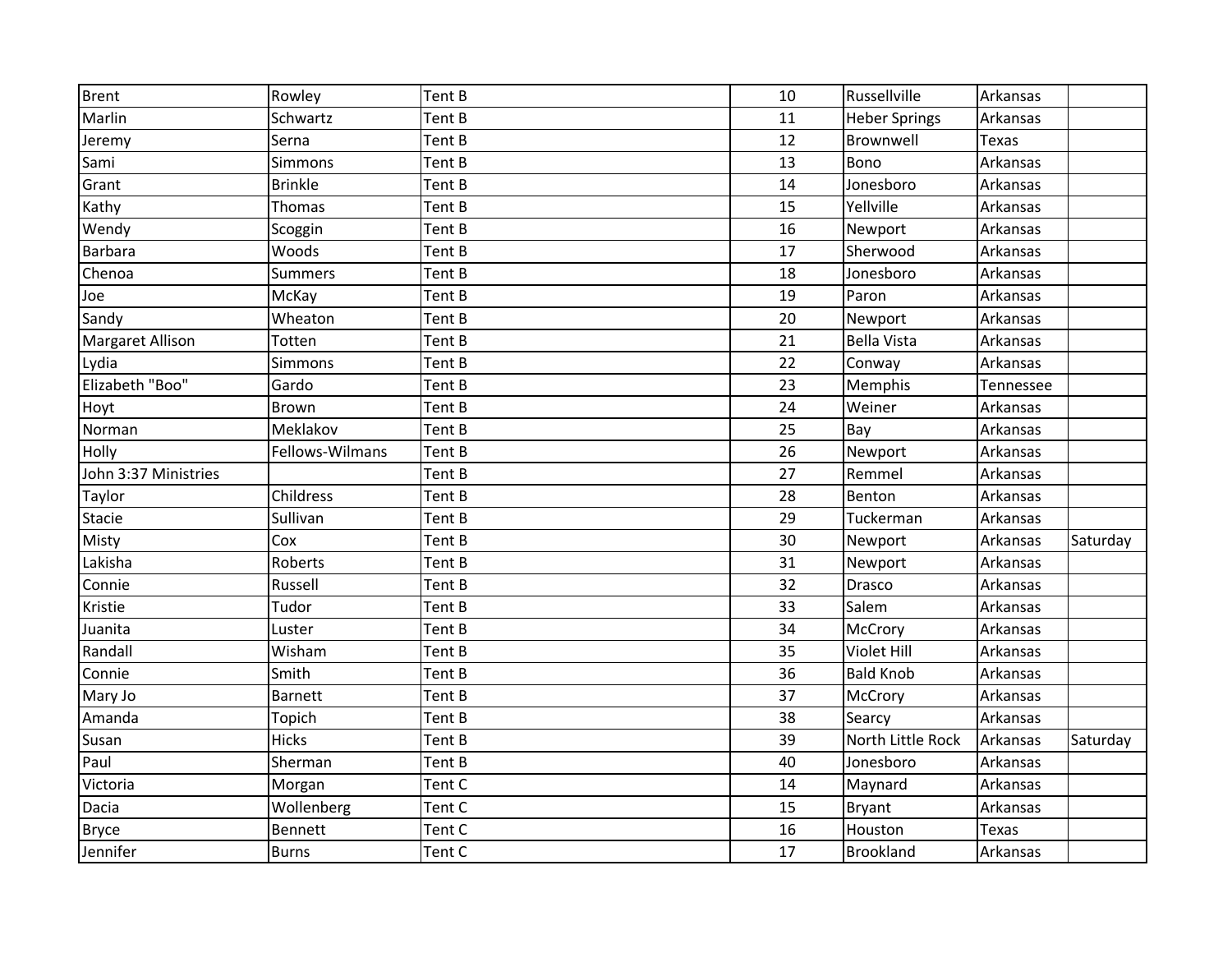| | | | | | | |
|---|---|---|---|---|---|---|
| Brent | Rowley | Tent B | 10 | Russellville | Arkansas | |
| Marlin | Schwartz | Tent B | 11 | Heber Springs | Arkansas | |
| Jeremy | Serna | Tent B | 12 | Brownwell | Texas | |
| Sami | Simmons | Tent B | 13 | Bono | Arkansas | |
| Grant | Brinkle | Tent B | 14 | Jonesboro | Arkansas | |
| Kathy | Thomas | Tent B | 15 | Yellville | Arkansas | |
| Wendy | Scoggin | Tent B | 16 | Newport | Arkansas | |
| Barbara | Woods | Tent B | 17 | Sherwood | Arkansas | |
| Chenoa | Summers | Tent B | 18 | Jonesboro | Arkansas | |
| Joe | McKay | Tent B | 19 | Paron | Arkansas | |
| Sandy | Wheaton | Tent B | 20 | Newport | Arkansas | |
| Margaret Allison | Totten | Tent B | 21 | Bella Vista | Arkansas | |
| Lydia | Simmons | Tent B | 22 | Conway | Arkansas | |
| Elizabeth "Boo" | Gardo | Tent B | 23 | Memphis | Tennessee | |
| Hoyt | Brown | Tent B | 24 | Weiner | Arkansas | |
| Norman | Meklakov | Tent B | 25 | Bay | Arkansas | |
| Holly | Fellows-Wilmans | Tent B | 26 | Newport | Arkansas | |
| John 3:37 Ministries | | Tent B | 27 | Remmel | Arkansas | |
| Taylor | Childress | Tent B | 28 | Benton | Arkansas | |
| Stacie | Sullivan | Tent B | 29 | Tuckerman | Arkansas | |
| Misty | Cox | Tent B | 30 | Newport | Arkansas | Saturday |
| Lakisha | Roberts | Tent B | 31 | Newport | Arkansas | |
| Connie | Russell | Tent B | 32 | Drasco | Arkansas | |
| Kristie | Tudor | Tent B | 33 | Salem | Arkansas | |
| Juanita | Luster | Tent B | 34 | McCrory | Arkansas | |
| Randall | Wisham | Tent B | 35 | Violet Hill | Arkansas | |
| Connie | Smith | Tent B | 36 | Bald Knob | Arkansas | |
| Mary Jo | Barnett | Tent B | 37 | McCrory | Arkansas | |
| Amanda | Topich | Tent B | 38 | Searcy | Arkansas | |
| Susan | Hicks | Tent B | 39 | North Little Rock | Arkansas | Saturday |
| Paul | Sherman | Tent B | 40 | Jonesboro | Arkansas | |
| Victoria | Morgan | Tent C | 14 | Maynard | Arkansas | |
| Dacia | Wollenberg | Tent C | 15 | Bryant | Arkansas | |
| Bryce | Bennett | Tent C | 16 | Houston | Texas | |
| Jennifer | Burns | Tent C | 17 | Brookland | Arkansas | |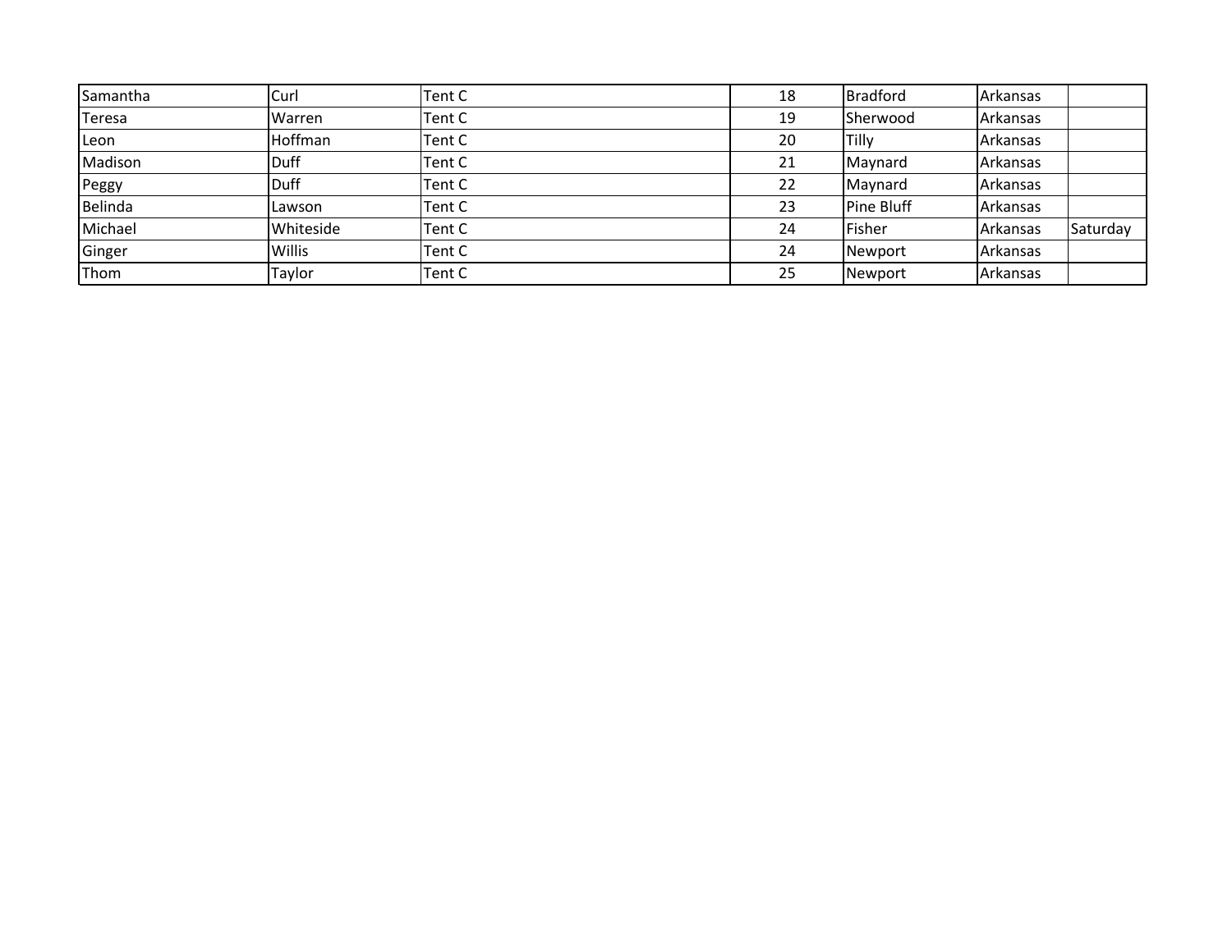| | | | | | | |
|---|---|---|---|---|---|---|
| Samantha | Curl | Tent C | 18 | Bradford | Arkansas | |
| Teresa | Warren | Tent C | 19 | Sherwood | Arkansas | |
| Leon | Hoffman | Tent C | 20 | Tilly | Arkansas | |
| Madison | Duff | Tent C | 21 | Maynard | Arkansas | |
| Peggy | Duff | Tent C | 22 | Maynard | Arkansas | |
| Belinda | Lawson | Tent C | 23 | Pine Bluff | Arkansas | |
| Michael | Whiteside | Tent C | 24 | Fisher | Arkansas | Saturday |
| Ginger | Willis | Tent C | 24 | Newport | Arkansas | |
| Thom | Taylor | Tent C | 25 | Newport | Arkansas | |